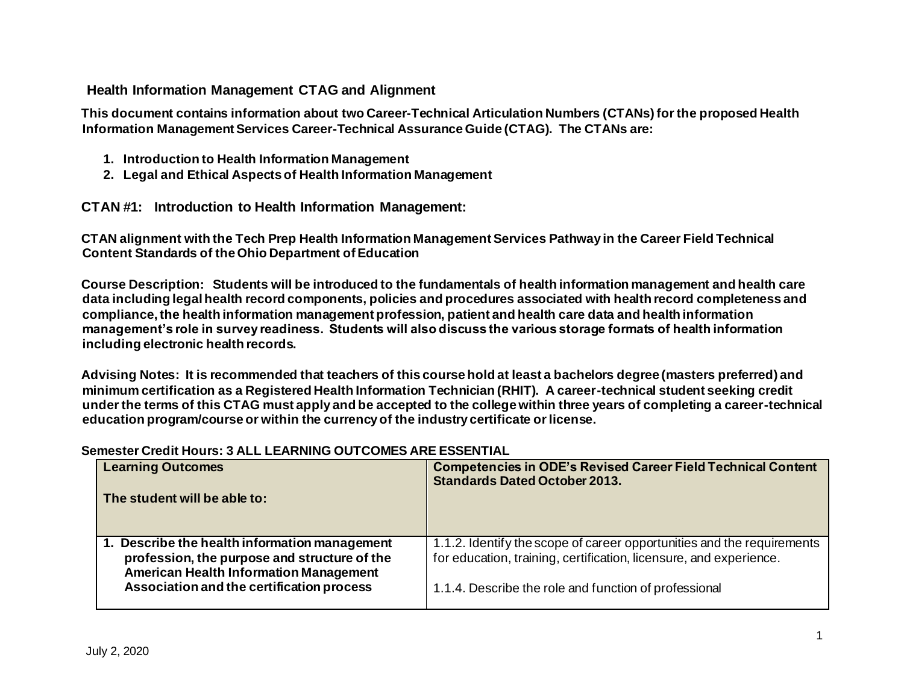## Health Information Management CTAG and Alignment

**This document contains information about two Career-Technical Articulation Numbers (CTANs) for the proposed Health Information Management Services Career-Technical Assurance Guide (CTAG). The CTANs are:**

1. **Introduction to Health Information Management**
2. **Legal and Ethical Aspects of Health Information Management**

## CTAN #1: Introduction to Health Information Management:

**CTAN alignment with the Tech Prep Health Information Management Services Pathway in the Career Field Technical Content Standards of the Ohio Department of Education**

**Course Description: Students will be introduced to the fundamentals of health information management and health care data including legal health record components, policies and procedures associated with health record completeness and compliance, the health information management profession, patient and health care data and health information management's role in survey readiness. Students will also discuss the various storage formats of health information including electronic health records.**

**Advising Notes: It is recommended that teachers of this course hold at least a bachelors degree (masters preferred) and minimum certification as a Registered Health Information Technician (RHIT). A career-technical student seeking credit under the terms of this CTAG must apply and be accepted to the college within three years of completing a career-technical education program/course or within the currency of the industry certificate or license.**

**Semester Credit Hours: 3 ALL LEARNING OUTCOMES ARE ESSENTIAL**

| **Learning Outcomes**<br><br>**The student will be able to:** | **Competencies in ODE's Revised Career Field Technical Content Standards Dated October 2013.** |
|---|---|
| **1. Describe the health information management profession, the purpose and structure of the American Health Information Management Association and the certification process** | 1.1.2. Identify the scope of career opportunities and the requirements for education, training, certification, licensure, and experience.<br><br>1.1.4. Describe the role and function of professional |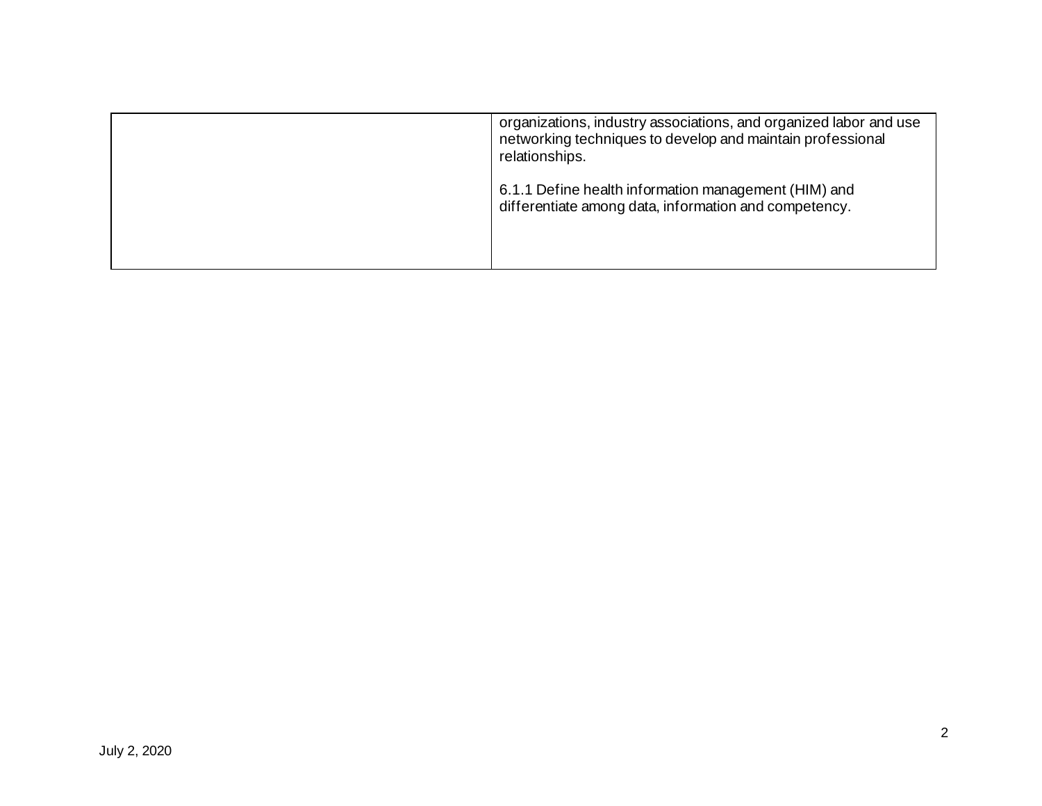| | |
|---|---|
| | organizations, industry associations, and organized labor and use networking techniques to develop and maintain professional relationships.<br><br>6.1.1 Define health information management (HIM) and differentiate among data, information and competency. |

July 2, 2020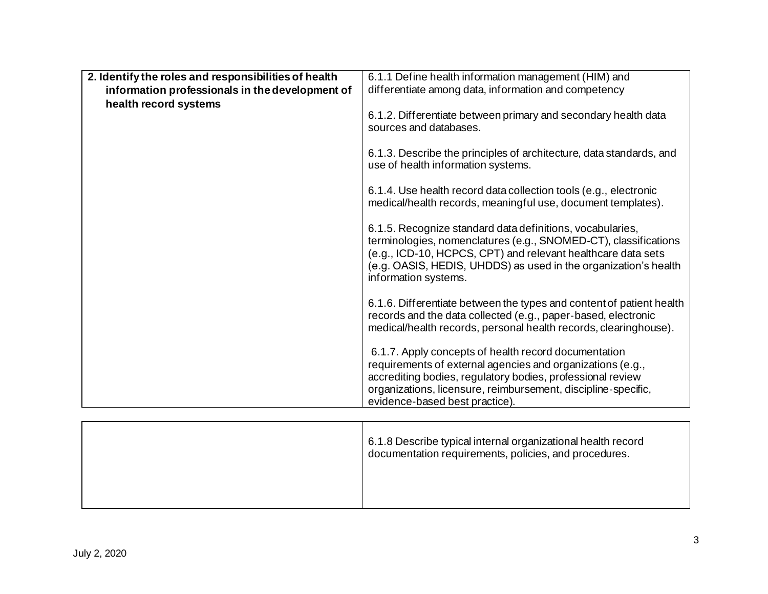| | |
|---|---|
| **2. Identify the roles and responsibilities of health information professionals in the development of health record systems** | 6.1.1 Define health information management (HIM) and differentiate among data, information and competency<br><br>6.1.2. Differentiate between primary and secondary health data sources and databases.<br><br>6.1.3. Describe the principles of architecture, data standards, and use of health information systems.<br><br>6.1.4. Use health record data collection tools (e.g., electronic medical/health records, meaningful use, document templates).<br><br>6.1.5. Recognize standard data definitions, vocabularies, terminologies, nomenclatures (e.g., SNOMED-CT), classifications (e.g., ICD-10, HCPCS, CPT) and relevant healthcare data sets (e.g. OASIS, HEDIS, UHDDS) as used in the organization's health information systems.<br><br>6.1.6. Differentiate between the types and content of patient health records and the data collected (e.g., paper-based, electronic medical/health records, personal health records, clearinghouse).<br><br>6.1.7. Apply concepts of health record documentation requirements of external agencies and organizations (e.g., accrediting bodies, regulatory bodies, professional review organizations, licensure, reimbursement, discipline-specific, evidence-based best practice). |
| | 6.1.8 Describe typical internal organizational health record documentation requirements, policies, and procedures. |

July 2, 2020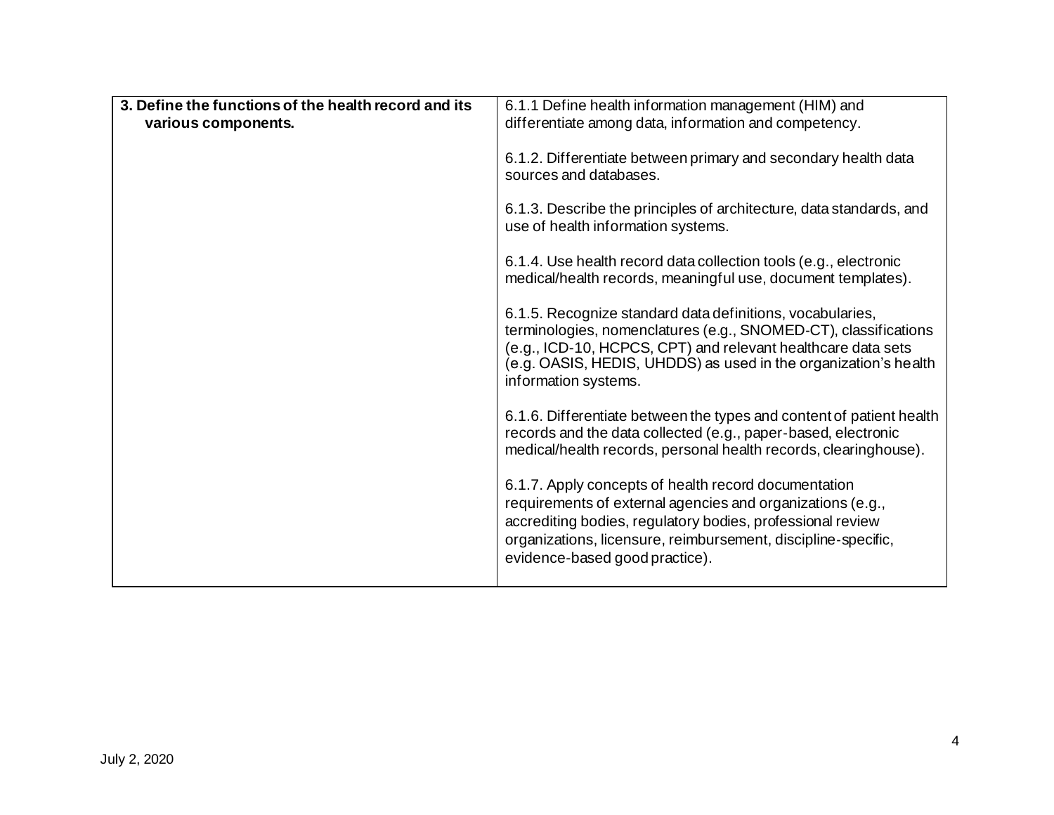| **3. Define the functions of the health record and its various components.** | 6.1.1 Define health information management (HIM) and differentiate among data, information and competency.<br><br>6.1.2. Differentiate between primary and secondary health data sources and databases.<br><br>6.1.3. Describe the principles of architecture, data standards, and use of health information systems.<br><br>6.1.4. Use health record data collection tools (e.g., electronic medical/health records, meaningful use, document templates).<br><br>6.1.5. Recognize standard data definitions, vocabularies, terminologies, nomenclatures (e.g., SNOMED-CT), classifications (e.g., ICD-10, HCPCS, CPT) and relevant healthcare data sets (e.g. OASIS, HEDIS, UHDDS) as used in the organization's health information systems.<br><br>6.1.6. Differentiate between the types and content of patient health records and the data collected (e.g., paper-based, electronic medical/health records, personal health records, clearinghouse).<br><br>6.1.7. Apply concepts of health record documentation requirements of external agencies and organizations (e.g., accrediting bodies, regulatory bodies, professional review organizations, licensure, reimbursement, discipline-specific, evidence-based good practice). |
|---|---|

July 2, 2020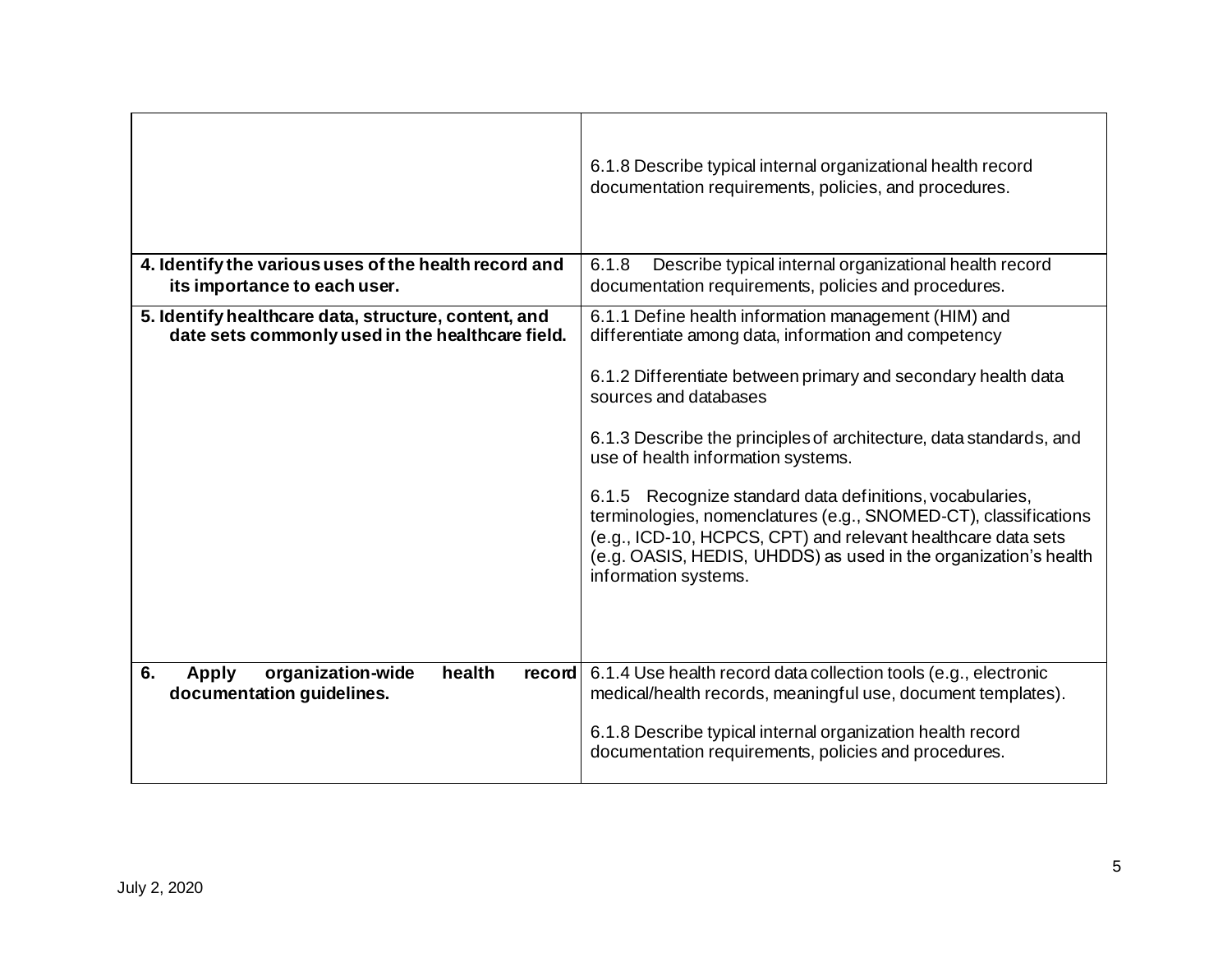| | |
|---|---|
| | 6.1.8 Describe typical internal organizational health record documentation requirements, policies, and procedures. |
| **4. Identify the various uses of the health record and its importance to each user.** | 6.1.8 Describe typical internal organizational health record documentation requirements, policies and procedures. |
| **5. Identify healthcare data, structure, content, and date sets commonly used in the healthcare field.** | 6.1.1 Define health information management (HIM) and differentiate among data, information and competency<br><br>6.1.2 Differentiate between primary and secondary health data sources and databases<br><br>6.1.3 Describe the principles of architecture, data standards, and use of health information systems.<br><br>6.1.5 Recognize standard data definitions, vocabularies, terminologies, nomenclatures (e.g., SNOMED-CT), classifications (e.g., ICD-10, HCPCS, CPT) and relevant healthcare data sets (e.g. OASIS, HEDIS, UHDDS) as used in the organization's health information systems. |
| **6. Apply organization-wide health record documentation guidelines.** | 6.1.4 Use health record data collection tools (e.g., electronic medical/health records, meaningful use, document templates).<br><br>6.1.8 Describe typical internal organization health record documentation requirements, policies and procedures. |

July 2, 2020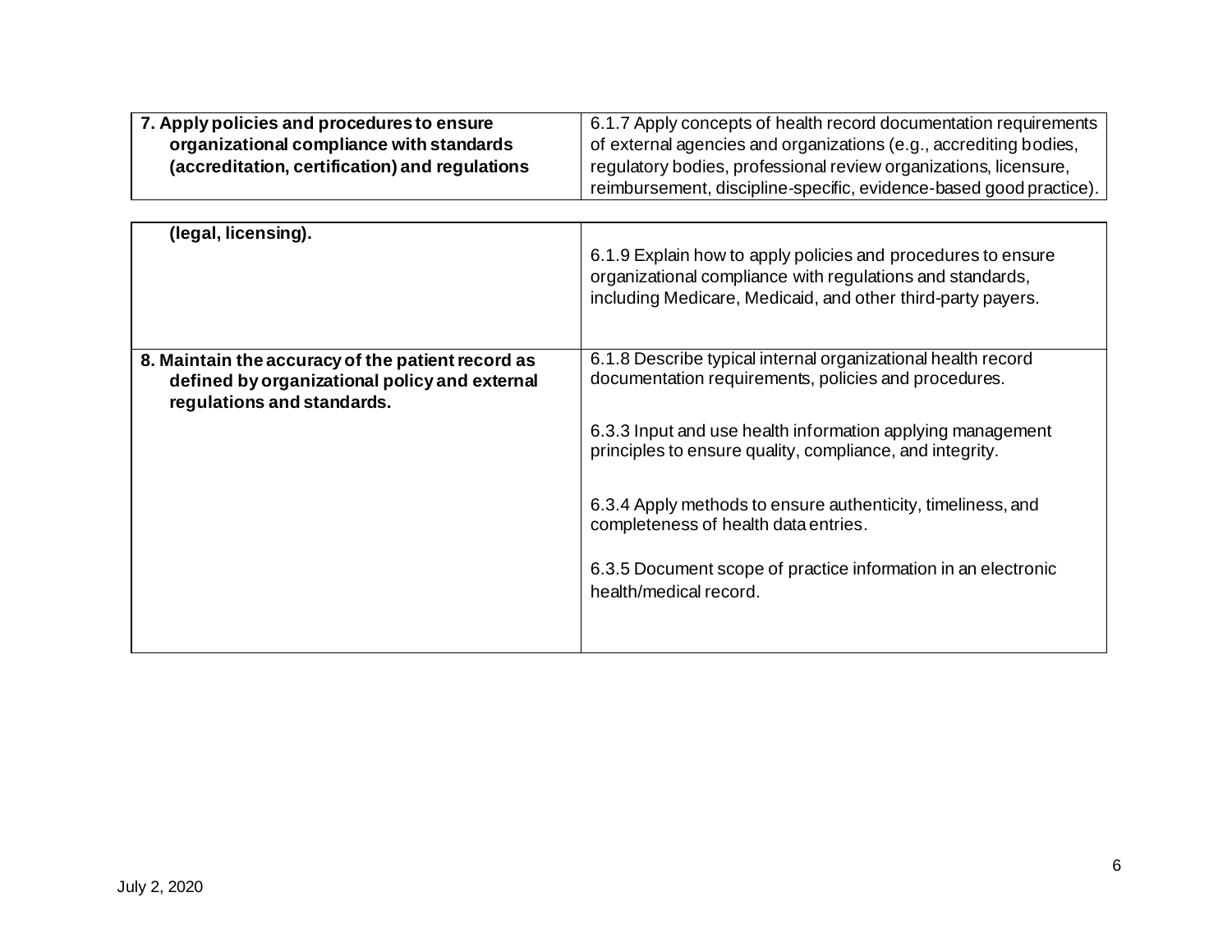| | |
|---|---|
| **7. Apply policies and procedures to ensure organizational compliance with standards (accreditation, certification) and regulations (legal, licensing).** | 6.1.7 Apply concepts of health record documentation requirements of external agencies and organizations (e.g., accrediting bodies, regulatory bodies, professional review organizations, licensure, reimbursement, discipline-specific, evidence-based good practice).<br><br>6.1.9 Explain how to apply policies and procedures to ensure organizational compliance with regulations and standards, including Medicare, Medicaid, and other third-party payers. |
| **8. Maintain the accuracy of the patient record as defined by organizational policy and external regulations and standards.** | 6.1.8 Describe typical internal organizational health record documentation requirements, policies and procedures.<br><br>6.3.3 Input and use health information applying management principles to ensure quality, compliance, and integrity.<br><br>6.3.4 Apply methods to ensure authenticity, timeliness, and completeness of health data entries.<br><br>6.3.5 Document scope of practice information in an electronic health/medical record. |

July 2, 2020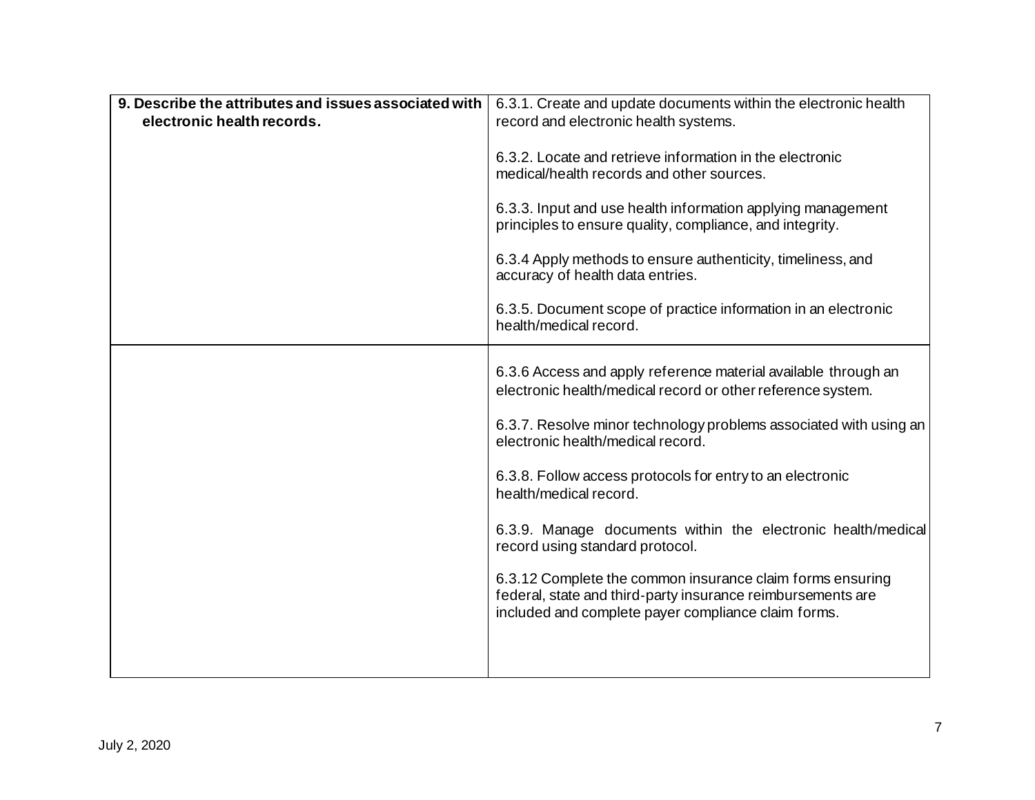| | |
|---|---|
| **9. Describe the attributes and issues associated with electronic health records.** | 6.3.1. Create and update documents within the electronic health record and electronic health systems.<br><br>6.3.2. Locate and retrieve information in the electronic medical/health records and other sources.<br><br>6.3.3. Input and use health information applying management principles to ensure quality, compliance, and integrity.<br><br>6.3.4 Apply methods to ensure authenticity, timeliness, and accuracy of health data entries.<br><br>6.3.5. Document scope of practice information in an electronic health/medical record. |
| | 6.3.6 Access and apply reference material available through an electronic health/medical record or other reference system.<br><br>6.3.7. Resolve minor technology problems associated with using an electronic health/medical record.<br><br>6.3.8. Follow access protocols for entry to an electronic health/medical record.<br><br>6.3.9. Manage documents within the electronic health/medical record using standard protocol.<br><br>6.3.12 Complete the common insurance claim forms ensuring federal, state and third-party insurance reimbursements are included and complete payer compliance claim forms. |

July 2, 2020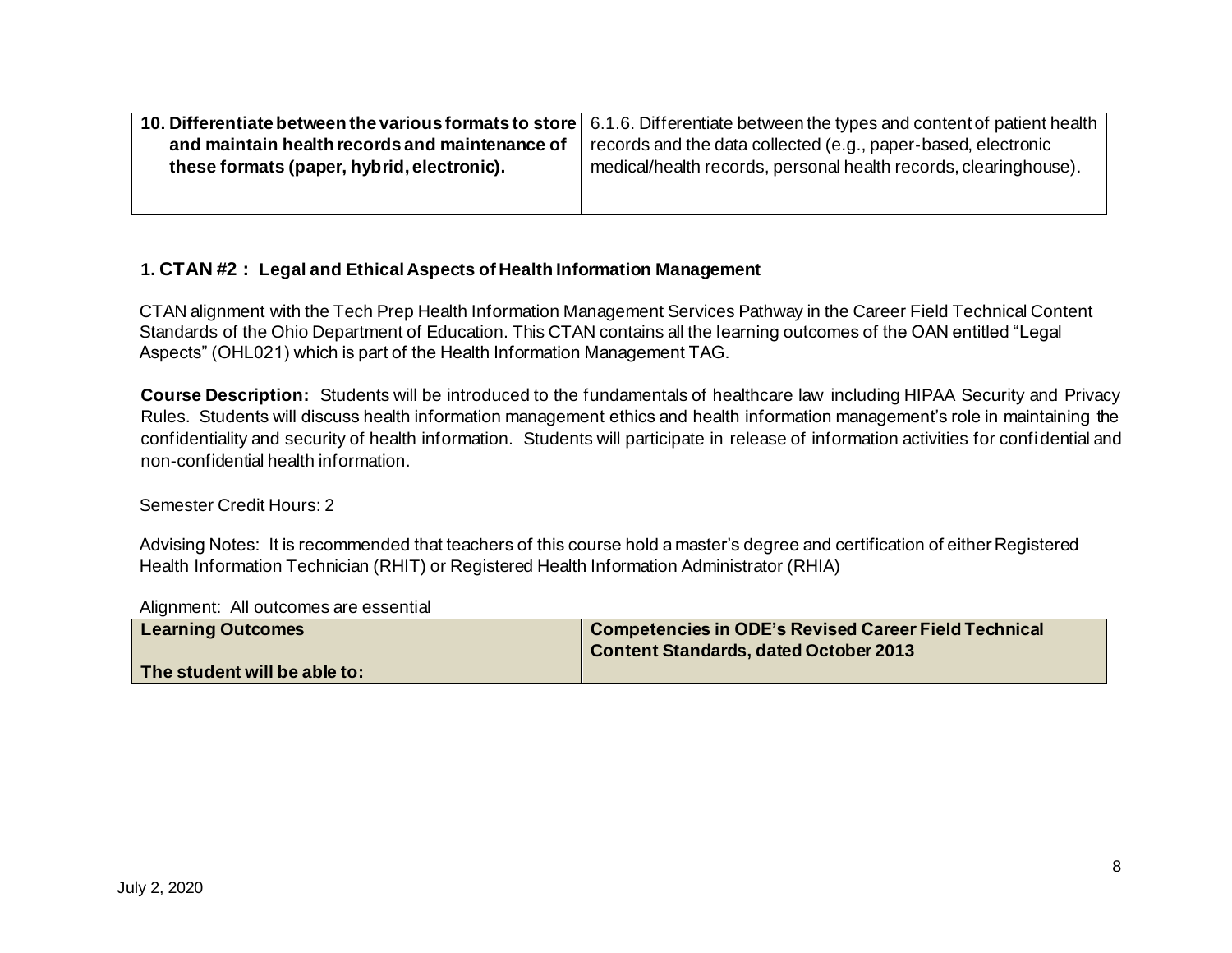| | |
|---|---|
| **10. Differentiate between the various formats to store and maintain health records and maintenance of these formats (paper, hybrid, electronic).** | 6.1.6. Differentiate between the types and content of patient health records and the data collected (e.g., paper-based, electronic medical/health records, personal health records, clearinghouse). |

### 1. CTAN #2 : Legal and Ethical Aspects of Health Information Management

CTAN alignment with the Tech Prep Health Information Management Services Pathway in the Career Field Technical Content Standards of the Ohio Department of Education. This CTAN contains all the learning outcomes of the OAN entitled "Legal Aspects" (OHL021) which is part of the Health Information Management TAG.

**Course Description:** Students will be introduced to the fundamentals of healthcare law including HIPAA Security and Privacy Rules. Students will discuss health information management ethics and health information management's role in maintaining the confidentiality and security of health information. Students will participate in release of information activities for confidential and non-confidential health information.

Semester Credit Hours: 2

Advising Notes: It is recommended that teachers of this course hold a master's degree and certification of either Registered Health Information Technician (RHIT) or Registered Health Information Administrator (RHIA)

Alignment: All outcomes are essential

| Learning Outcomes<br><br>The student will be able to: | Competencies in ODE's Revised Career Field Technical Content Standards, dated October 2013 |
|---|---|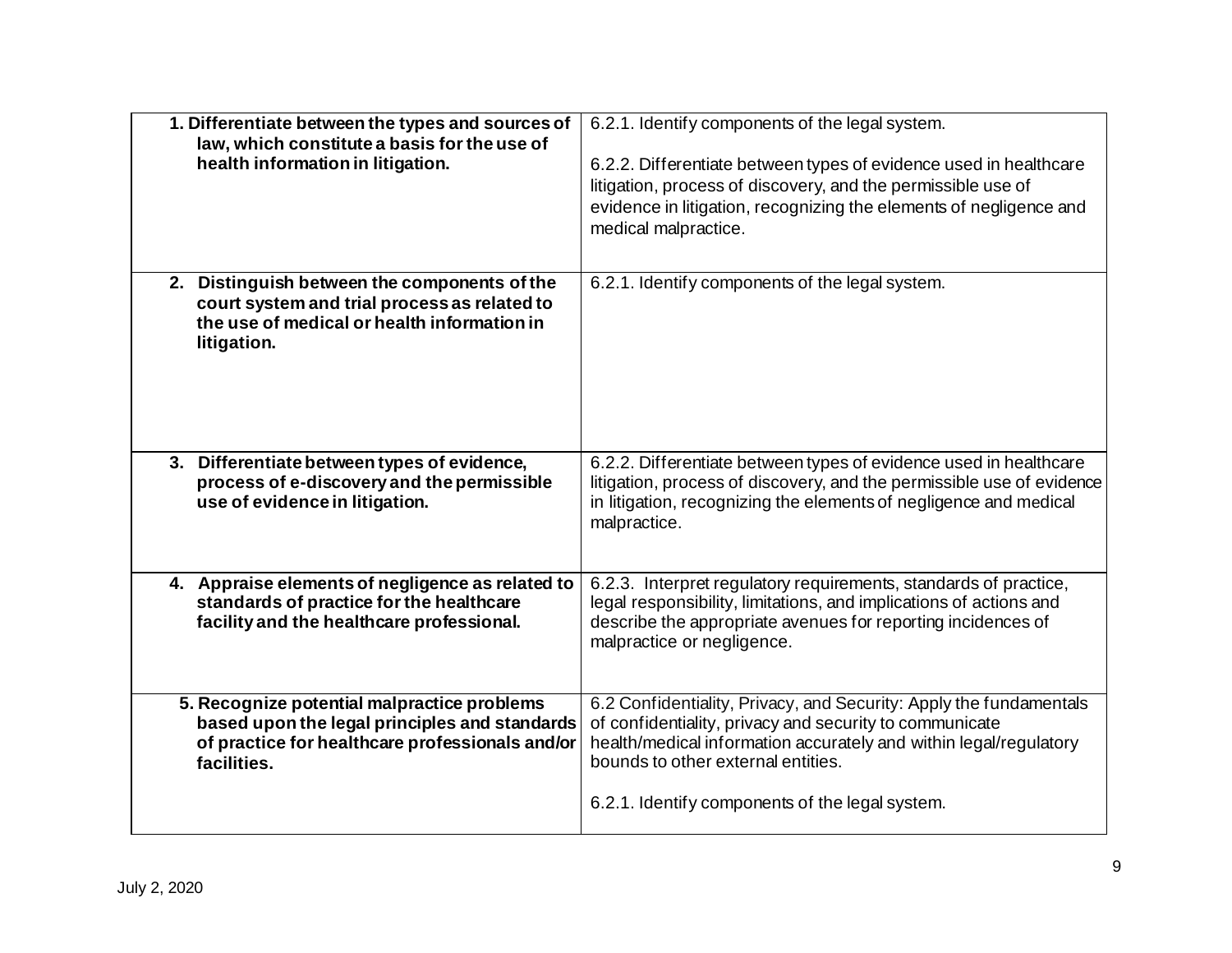| | |
|---|---|
| **1. Differentiate between the types and sources of law, which constitute a basis for the use of health information in litigation.** | 6.2.1. Identify components of the legal system.<br><br>6.2.2. Differentiate between types of evidence used in healthcare litigation, process of discovery, and the permissible use of evidence in litigation, recognizing the elements of negligence and medical malpractice. |
| **2. Distinguish between the components of the court system and trial process as related to the use of medical or health information in litigation.** | 6.2.1. Identify components of the legal system. |
| **3. Differentiate between types of evidence, process of e-discovery and the permissible use of evidence in litigation.** | 6.2.2. Differentiate between types of evidence used in healthcare litigation, process of discovery, and the permissible use of evidence in litigation, recognizing the elements of negligence and medical malpractice. |
| **4. Appraise elements of negligence as related to standards of practice for the healthcare facility and the healthcare professional.** | 6.2.3. Interpret regulatory requirements, standards of practice, legal responsibility, limitations, and implications of actions and describe the appropriate avenues for reporting incidences of malpractice or negligence. |
| **5. Recognize potential malpractice problems based upon the legal principles and standards of practice for healthcare professionals and/or facilities.** | 6.2 Confidentiality, Privacy, and Security: Apply the fundamentals of confidentiality, privacy and security to communicate health/medical information accurately and within legal/regulatory bounds to other external entities.<br><br>6.2.1. Identify components of the legal system. |

July 2, 2020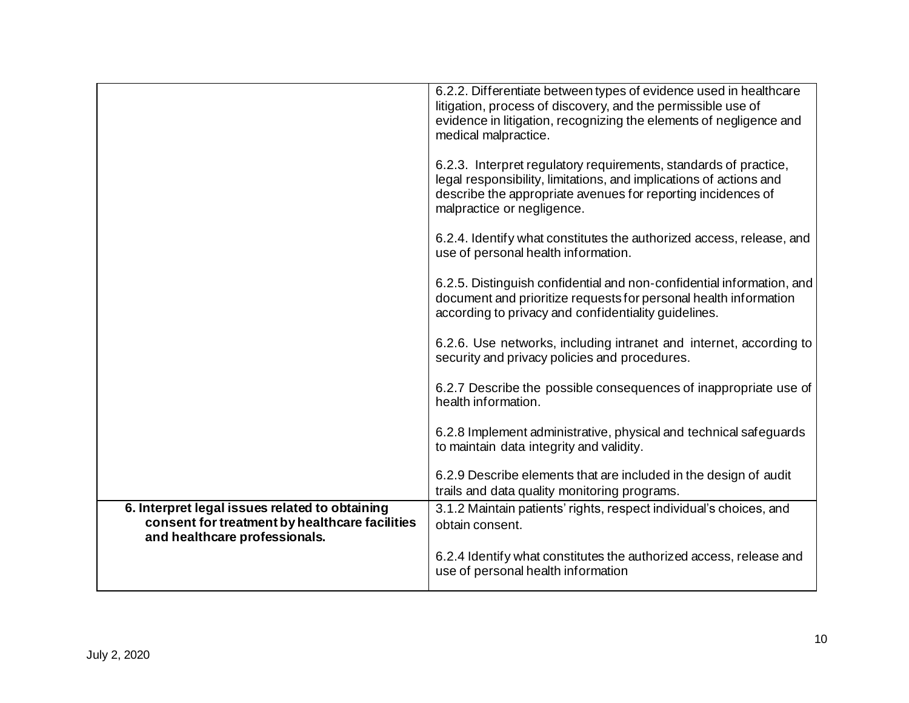| | |
|---|---|
| | 6.2.2. Differentiate between types of evidence used in healthcare litigation, process of discovery, and the permissible use of evidence in litigation, recognizing the elements of negligence and medical malpractice.<br><br>6.2.3. Interpret regulatory requirements, standards of practice, legal responsibility, limitations, and implications of actions and describe the appropriate avenues for reporting incidences of malpractice or negligence.<br><br>6.2.4. Identify what constitutes the authorized access, release, and use of personal health information.<br><br>6.2.5. Distinguish confidential and non-confidential information, and document and prioritize requests for personal health information according to privacy and confidentiality guidelines.<br><br>6.2.6. Use networks, including intranet and internet, according to security and privacy policies and procedures.<br><br>6.2.7 Describe the possible consequences of inappropriate use of health information.<br><br>6.2.8 Implement administrative, physical and technical safeguards to maintain data integrity and validity.<br><br>6.2.9 Describe elements that are included in the design of audit trails and data quality monitoring programs. |
| **6. Interpret legal issues related to obtaining consent for treatment by healthcare facilities and healthcare professionals.** | 3.1.2 Maintain patients' rights, respect individual's choices, and obtain consent.<br><br>6.2.4 Identify what constitutes the authorized access, release and use of personal health information |

July 2, 2020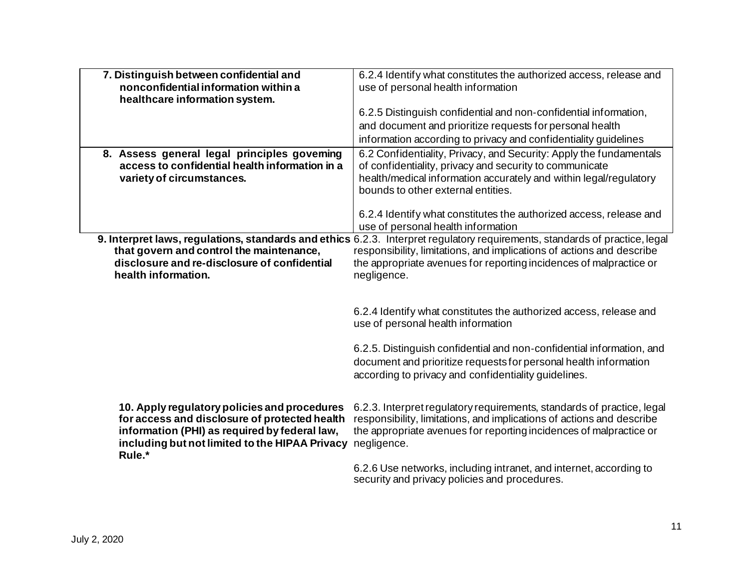| | |
|---|---|
| **7. Distinguish between confidential and nonconfidential information within a healthcare information system.** | 6.2.4 Identify what constitutes the authorized access, release and use of personal health information<br><br>6.2.5 Distinguish confidential and non-confidential information, and document and prioritize requests for personal health information according to privacy and confidentiality guidelines |
| **8. Assess general legal principles governing access to confidential health information in a variety of circumstances.** | 6.2 Confidentiality, Privacy, and Security: Apply the fundamentals of confidentiality, privacy and security to communicate health/medical information accurately and within legal/regulatory bounds to other external entities.<br><br>6.2.4 Identify what constitutes the authorized access, release and use of personal health information |
| **9. Interpret laws, regulations, standards and ethics that govern and control the maintenance, disclosure and re-disclosure of confidential health information.** | 6.2.3. Interpret regulatory requirements, standards of practice, legal responsibility, limitations, and implications of actions and describe the appropriate avenues for reporting incidences of malpractice or negligence.<br><br>6.2.4 Identify what constitutes the authorized access, release and use of personal health information<br><br>6.2.5. Distinguish confidential and non-confidential information, and document and prioritize requests for personal health information according to privacy and confidentiality guidelines. |
| **10. Apply regulatory policies and procedures for access and disclosure of protected health information (PHI) as required by federal law, including but not limited to the HIPAA Privacy Rule.*** | 6.2.3. Interpret regulatory requirements, standards of practice, legal responsibility, limitations, and implications of actions and describe the appropriate avenues for reporting incidences of malpractice or negligence.<br><br>6.2.6 Use networks, including intranet, and internet, according to security and privacy policies and procedures. |

July 2, 2020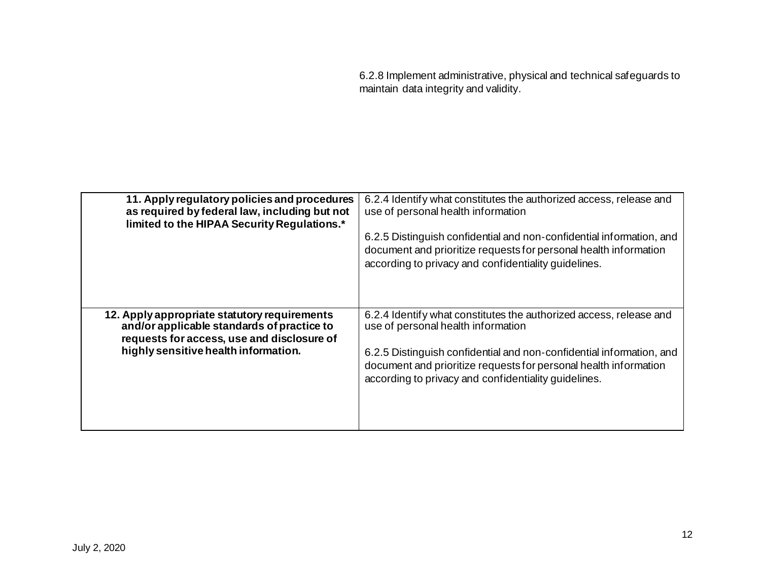6.2.8 Implement administrative, physical and technical safeguards to maintain data integrity and validity.

| | |
|---|---|
| **11. Apply regulatory policies and procedures as required by federal law, including but not limited to the HIPAA Security Regulations.*** | 6.2.4 Identify what constitutes the authorized access, release and use of personal health information<br><br>6.2.5 Distinguish confidential and non-confidential information, and document and prioritize requests for personal health information according to privacy and confidentiality guidelines. |
| **12. Apply appropriate statutory requirements and/or applicable standards of practice to requests for access, use and disclosure of highly sensitive health information.** | 6.2.4 Identify what constitutes the authorized access, release and use of personal health information<br><br>6.2.5 Distinguish confidential and non-confidential information, and document and prioritize requests for personal health information according to privacy and confidentiality guidelines. |

July 2, 2020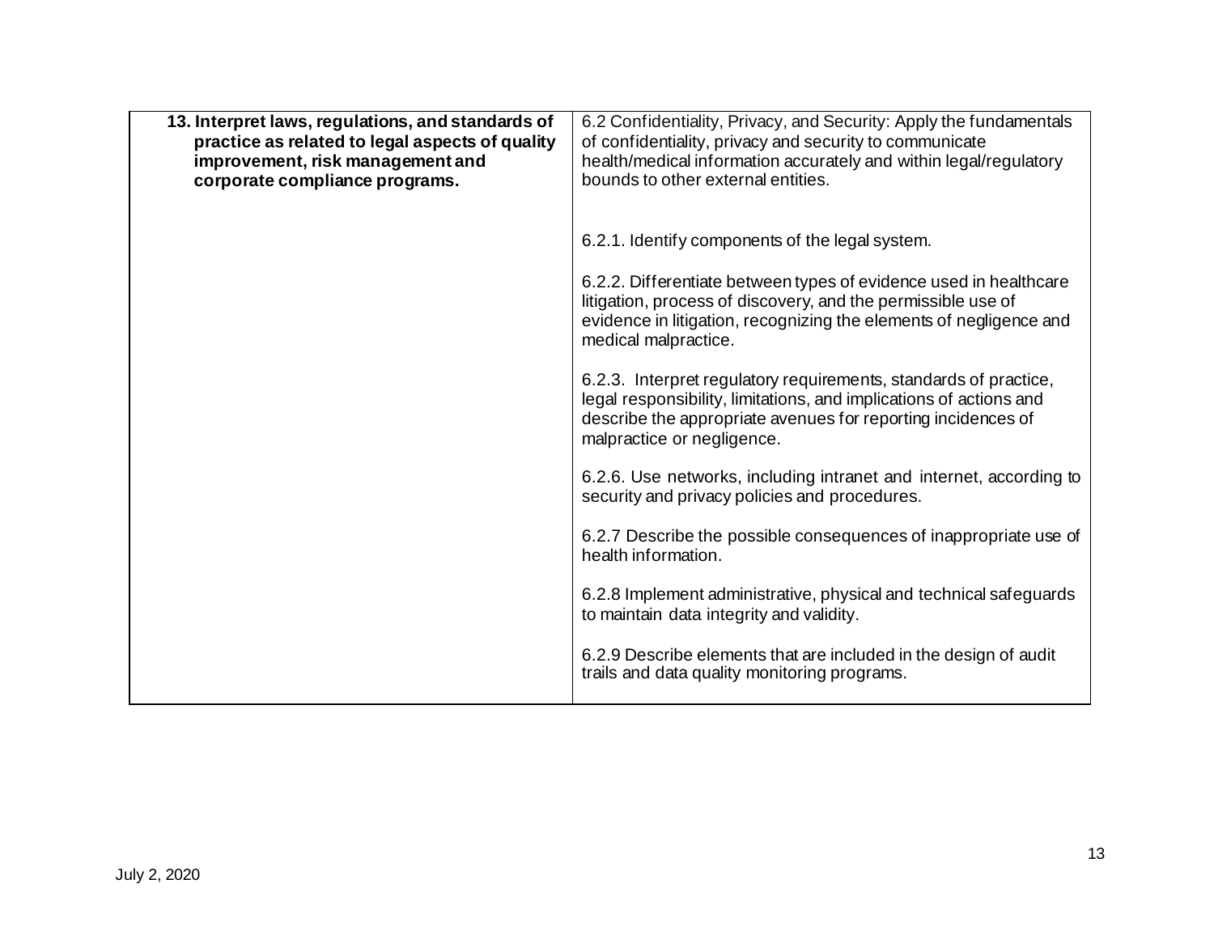| | |
|---|---|
| **13. Interpret laws, regulations, and standards of practice as related to legal aspects of quality improvement, risk management and corporate compliance programs.** | 6.2 Confidentiality, Privacy, and Security: Apply the fundamentals of confidentiality, privacy and security to communicate health/medical information accurately and within legal/regulatory bounds to other external entities.<br><br>6.2.1. Identify components of the legal system.<br><br>6.2.2. Differentiate between types of evidence used in healthcare litigation, process of discovery, and the permissible use of evidence in litigation, recognizing the elements of negligence and medical malpractice.<br><br>6.2.3. Interpret regulatory requirements, standards of practice, legal responsibility, limitations, and implications of actions and describe the appropriate avenues for reporting incidences of malpractice or negligence.<br><br>6.2.6. Use networks, including intranet and internet, according to security and privacy policies and procedures.<br><br>6.2.7 Describe the possible consequences of inappropriate use of health information.<br><br>6.2.8 Implement administrative, physical and technical safeguards to maintain data integrity and validity.<br><br>6.2.9 Describe elements that are included in the design of audit trails and data quality monitoring programs. |

July 2, 2020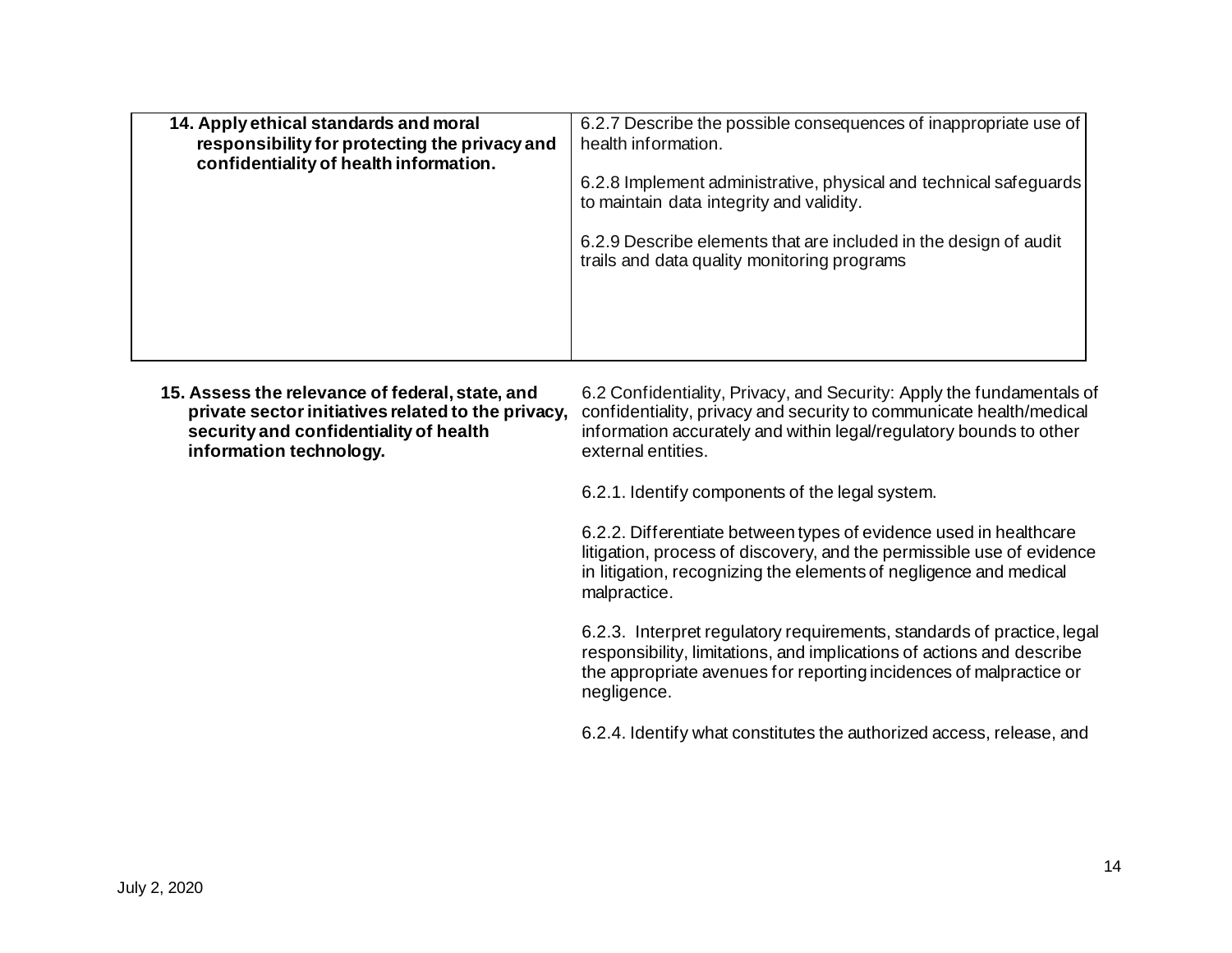| | |
|---|---|
| **14. Apply ethical standards and moral responsibility for protecting the privacy and confidentiality of health information.** | 6.2.7 Describe the possible consequences of inappropriate use of health information.<br><br>6.2.8 Implement administrative, physical and technical safeguards to maintain data integrity and validity.<br><br>6.2.9 Describe elements that are included in the design of audit trails and data quality monitoring programs |
| **15. Assess the relevance of federal, state, and private sector initiatives related to the privacy, security and confidentiality of health information technology.** | 6.2 Confidentiality, Privacy, and Security: Apply the fundamentals of confidentiality, privacy and security to communicate health/medical information accurately and within legal/regulatory bounds to other external entities.<br><br>6.2.1. Identify components of the legal system.<br><br>6.2.2. Differentiate between types of evidence used in healthcare litigation, process of discovery, and the permissible use of evidence in litigation, recognizing the elements of negligence and medical malpractice.<br><br>6.2.3. Interpret regulatory requirements, standards of practice, legal responsibility, limitations, and implications of actions and describe the appropriate avenues for reporting incidences of malpractice or negligence.<br><br>6.2.4. Identify what constitutes the authorized access, release, and |

July 2, 2020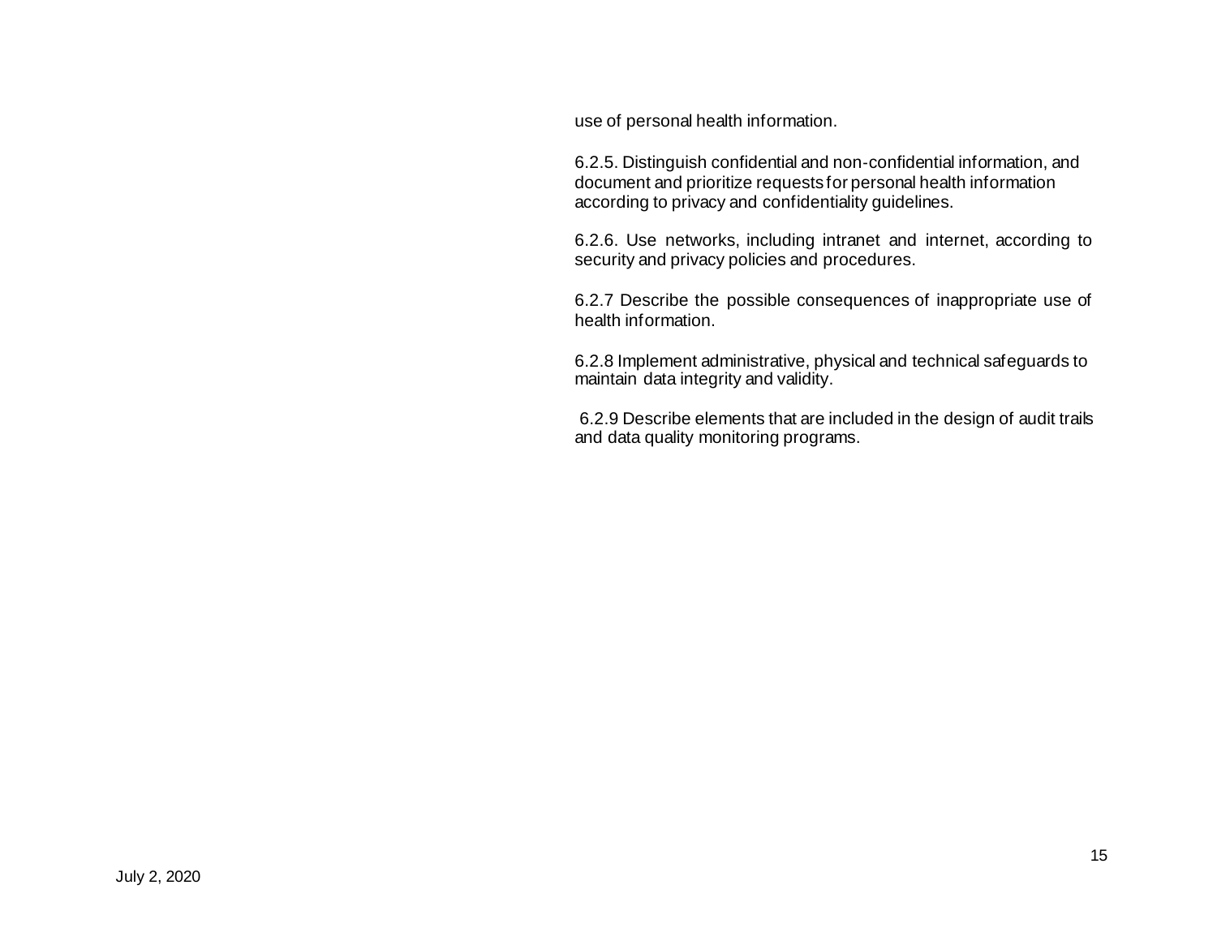use of personal health information.

6.2.5. Distinguish confidential and non-confidential information, and document and prioritize requests for personal health information according to privacy and confidentiality guidelines.

6.2.6. Use networks, including intranet and internet, according to security and privacy policies and procedures.

6.2.7 Describe the possible consequences of inappropriate use of health information.

6.2.8 Implement administrative, physical and technical safeguards to maintain data integrity and validity.

6.2.9 Describe elements that are included in the design of audit trails and data quality monitoring programs.